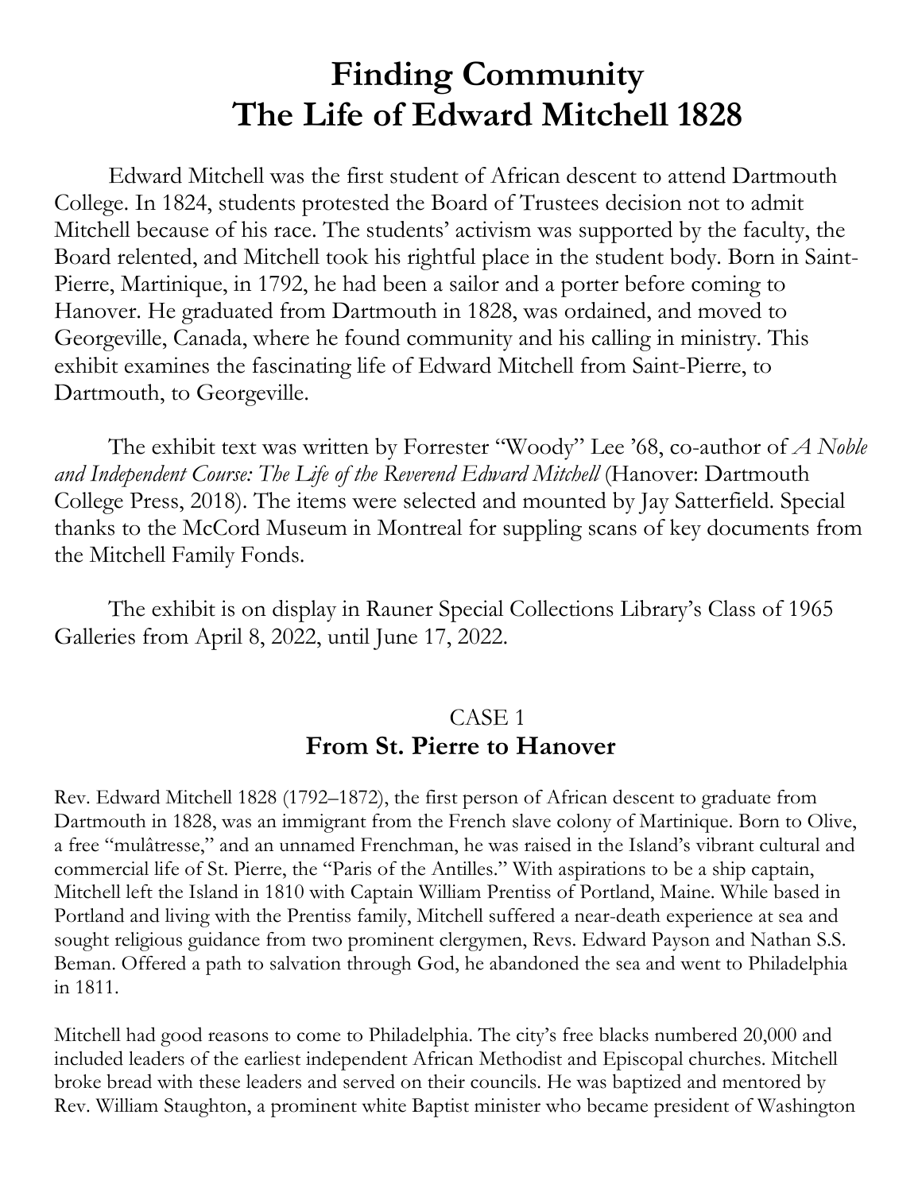# Finding Community
# The Life of Edward Mitchell 1828

Edward Mitchell was the first student of African descent to attend Dartmouth College. In 1824, students protested the Board of Trustees decision not to admit Mitchell because of his race. The students' activism was supported by the faculty, the Board relented, and Mitchell took his rightful place in the student body. Born in Saint-Pierre, Martinique, in 1792, he had been a sailor and a porter before coming to Hanover. He graduated from Dartmouth in 1828, was ordained, and moved to Georgeville, Canada, where he found community and his calling in ministry. This exhibit examines the fascinating life of Edward Mitchell from Saint-Pierre, to Dartmouth, to Georgeville.

The exhibit text was written by Forrester "Woody" Lee '68, co-author of *A Noble and Independent Course: The Life of the Reverend Edward Mitchell* (Hanover: Dartmouth College Press, 2018). The items were selected and mounted by Jay Satterfield. Special thanks to the McCord Museum in Montreal for suppling scans of key documents from the Mitchell Family Fonds.

The exhibit is on display in Rauner Special Collections Library's Class of 1965 Galleries from April 8, 2022, until June 17, 2022.

## CASE 1
## From St. Pierre to Hanover

Rev. Edward Mitchell 1828 (1792–1872), the first person of African descent to graduate from Dartmouth in 1828, was an immigrant from the French slave colony of Martinique. Born to Olive, a free "mulâtresse," and an unnamed Frenchman, he was raised in the Island's vibrant cultural and commercial life of St. Pierre, the "Paris of the Antilles." With aspirations to be a ship captain, Mitchell left the Island in 1810 with Captain William Prentiss of Portland, Maine. While based in Portland and living with the Prentiss family, Mitchell suffered a near-death experience at sea and sought religious guidance from two prominent clergymen, Revs. Edward Payson and Nathan S.S. Beman. Offered a path to salvation through God, he abandoned the sea and went to Philadelphia in 1811.

Mitchell had good reasons to come to Philadelphia. The city's free blacks numbered 20,000 and included leaders of the earliest independent African Methodist and Episcopal churches. Mitchell broke bread with these leaders and served on their councils. He was baptized and mentored by Rev. William Staughton, a prominent white Baptist minister who became president of Washington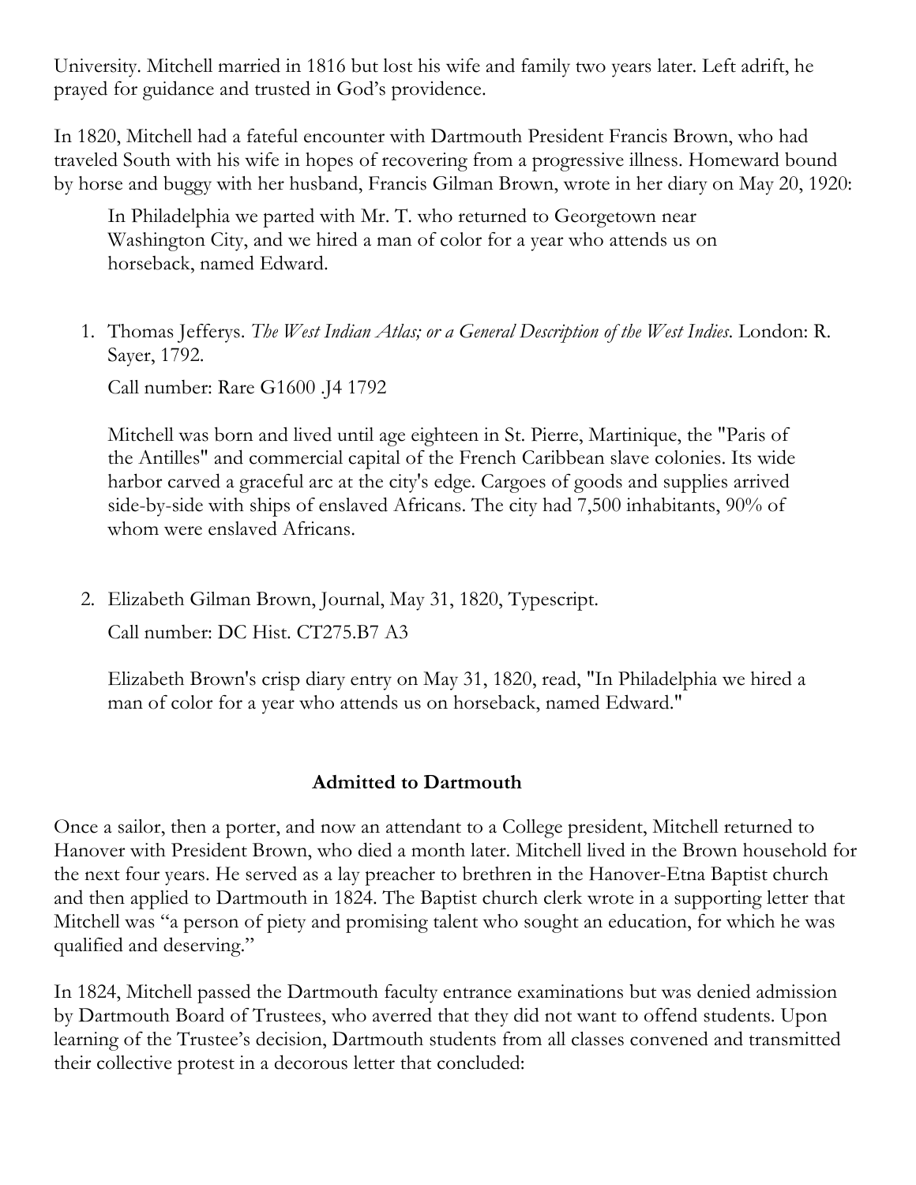University. Mitchell married in 1816 but lost his wife and family two years later. Left adrift, he prayed for guidance and trusted in God's providence.

In 1820, Mitchell had a fateful encounter with Dartmouth President Francis Brown, who had traveled South with his wife in hopes of recovering from a progressive illness. Homeward bound by horse and buggy with her husband, Francis Gilman Brown, wrote in her diary on May 20, 1920:

> In Philadelphia we parted with Mr. T. who returned to Georgetown near Washington City, and we hired a man of color for a year who attends us on horseback, named Edward.

1. Thomas Jefferys. *The West Indian Atlas; or a General Description of the West Indies*. London: R. Sayer, 1792.

   Call number: Rare G1600 .J4 1792

   Mitchell was born and lived until age eighteen in St. Pierre, Martinique, the "Paris of the Antilles" and commercial capital of the French Caribbean slave colonies. Its wide harbor carved a graceful arc at the city's edge. Cargoes of goods and supplies arrived side-by-side with ships of enslaved Africans. The city had 7,500 inhabitants, 90% of whom were enslaved Africans.

2. Elizabeth Gilman Brown, Journal, May 31, 1820, Typescript.

   Call number: DC Hist. CT275.B7 A3

   Elizabeth Brown's crisp diary entry on May 31, 1820, read, "In Philadelphia we hired a man of color for a year who attends us on horseback, named Edward."

## Admitted to Dartmouth

Once a sailor, then a porter, and now an attendant to a College president, Mitchell returned to Hanover with President Brown, who died a month later. Mitchell lived in the Brown household for the next four years. He served as a lay preacher to brethren in the Hanover-Etna Baptist church and then applied to Dartmouth in 1824. The Baptist church clerk wrote in a supporting letter that Mitchell was "a person of piety and promising talent who sought an education, for which he was qualified and deserving."

In 1824, Mitchell passed the Dartmouth faculty entrance examinations but was denied admission by Dartmouth Board of Trustees, who averred that they did not want to offend students. Upon learning of the Trustee's decision, Dartmouth students from all classes convened and transmitted their collective protest in a decorous letter that concluded: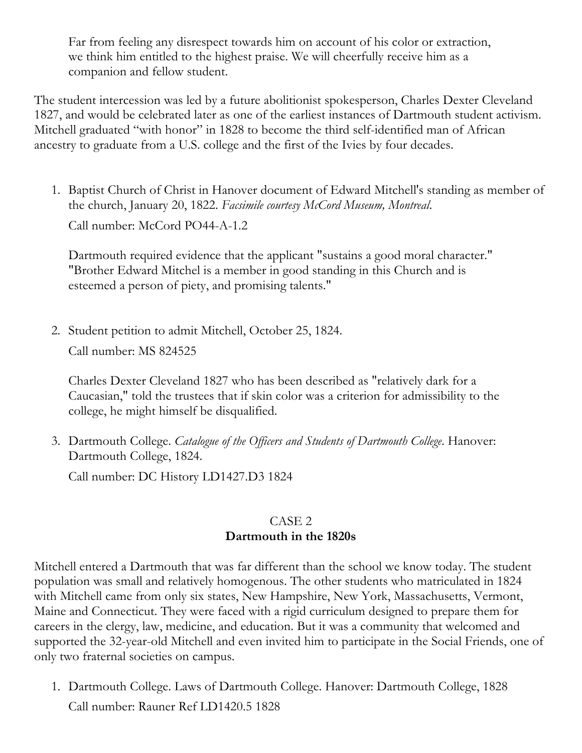> Far from feeling any disrespect towards him on account of his color or extraction, we think him entitled to the highest praise. We will cheerfully receive him as a companion and fellow student.

The student intercession was led by a future abolitionist spokesperson, Charles Dexter Cleveland 1827, and would be celebrated later as one of the earliest instances of Dartmouth student activism. Mitchell graduated "with honor" in 1828 to become the third self-identified man of African ancestry to graduate from a U.S. college and the first of the Ivies by four decades.

1. Baptist Church of Christ in Hanover document of Edward Mitchell's standing as member of the church, January 20, 1822. *Facsimile courtesy McCord Museum, Montreal.*

   Call number: McCord PO44-A-1.2

   Dartmouth required evidence that the applicant "sustains a good moral character." "Brother Edward Mitchel is a member in good standing in this Church and is esteemed a person of piety, and promising talents."

2. Student petition to admit Mitchell, October 25, 1824.

   Call number: MS 824525

   Charles Dexter Cleveland 1827 who has been described as "relatively dark for a Caucasian," told the trustees that if skin color was a criterion for admissibility to the college, he might himself be disqualified.

3. Dartmouth College. *Catalogue of the Officers and Students of Dartmouth College.* Hanover: Dartmouth College, 1824.

   Call number: DC History LD1427.D3 1824

## CASE 2
## Dartmouth in the 1820s

Mitchell entered a Dartmouth that was far different than the school we know today. The student population was small and relatively homogenous. The other students who matriculated in 1824 with Mitchell came from only six states, New Hampshire, New York, Massachusetts, Vermont, Maine and Connecticut. They were faced with a rigid curriculum designed to prepare them for careers in the clergy, law, medicine, and education. But it was a community that welcomed and supported the 32-year-old Mitchell and even invited him to participate in the Social Friends, one of only two fraternal societies on campus.

1. Dartmouth College. Laws of Dartmouth College. Hanover: Dartmouth College, 1828

   Call number: Rauner Ref LD1420.5 1828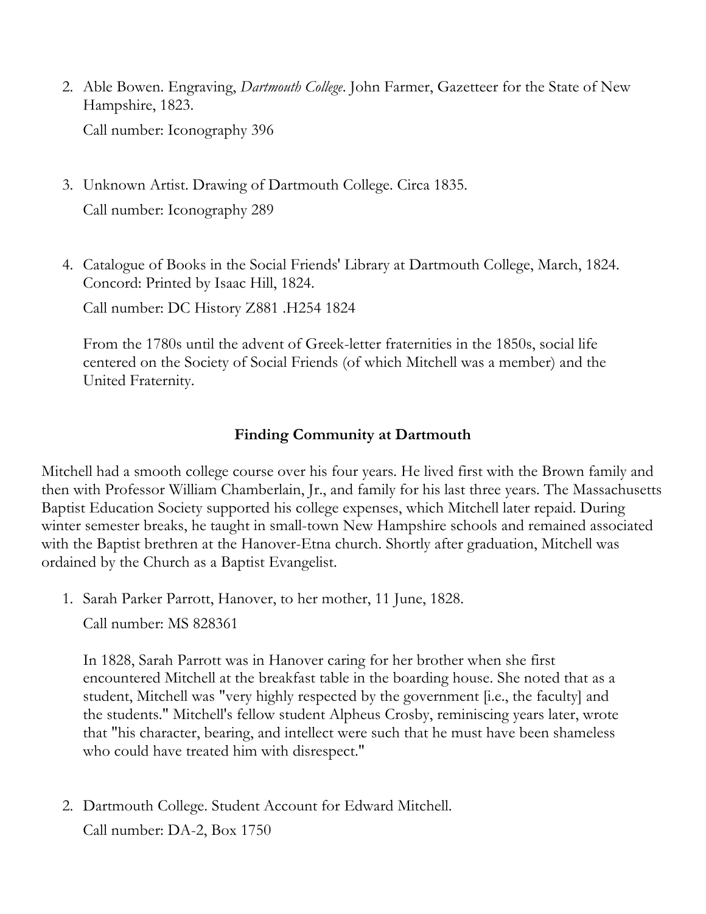2. Able Bowen. Engraving, *Dartmouth College*. John Farmer, Gazetteer for the State of New Hampshire, 1823.

   Call number: Iconography 396

3. Unknown Artist. Drawing of Dartmouth College. Circa 1835.

   Call number: Iconography 289

4. Catalogue of Books in the Social Friends' Library at Dartmouth College, March, 1824. Concord: Printed by Isaac Hill, 1824.

   Call number: DC History Z881 .H254 1824

   From the 1780s until the advent of Greek-letter fraternities in the 1850s, social life centered on the Society of Social Friends (of which Mitchell was a member) and the United Fraternity.

### Finding Community at Dartmouth

Mitchell had a smooth college course over his four years. He lived first with the Brown family and then with Professor William Chamberlain, Jr., and family for his last three years. The Massachusetts Baptist Education Society supported his college expenses, which Mitchell later repaid. During winter semester breaks, he taught in small-town New Hampshire schools and remained associated with the Baptist brethren at the Hanover-Etna church. Shortly after graduation, Mitchell was ordained by the Church as a Baptist Evangelist.

1. Sarah Parker Parrott, Hanover, to her mother, 11 June, 1828.

   Call number: MS 828361

   In 1828, Sarah Parrott was in Hanover caring for her brother when she first encountered Mitchell at the breakfast table in the boarding house. She noted that as a student, Mitchell was "very highly respected by the government [i.e., the faculty] and the students." Mitchell's fellow student Alpheus Crosby, reminiscing years later, wrote that "his character, bearing, and intellect were such that he must have been shameless who could have treated him with disrespect."

2. Dartmouth College. Student Account for Edward Mitchell.

   Call number: DA-2, Box 1750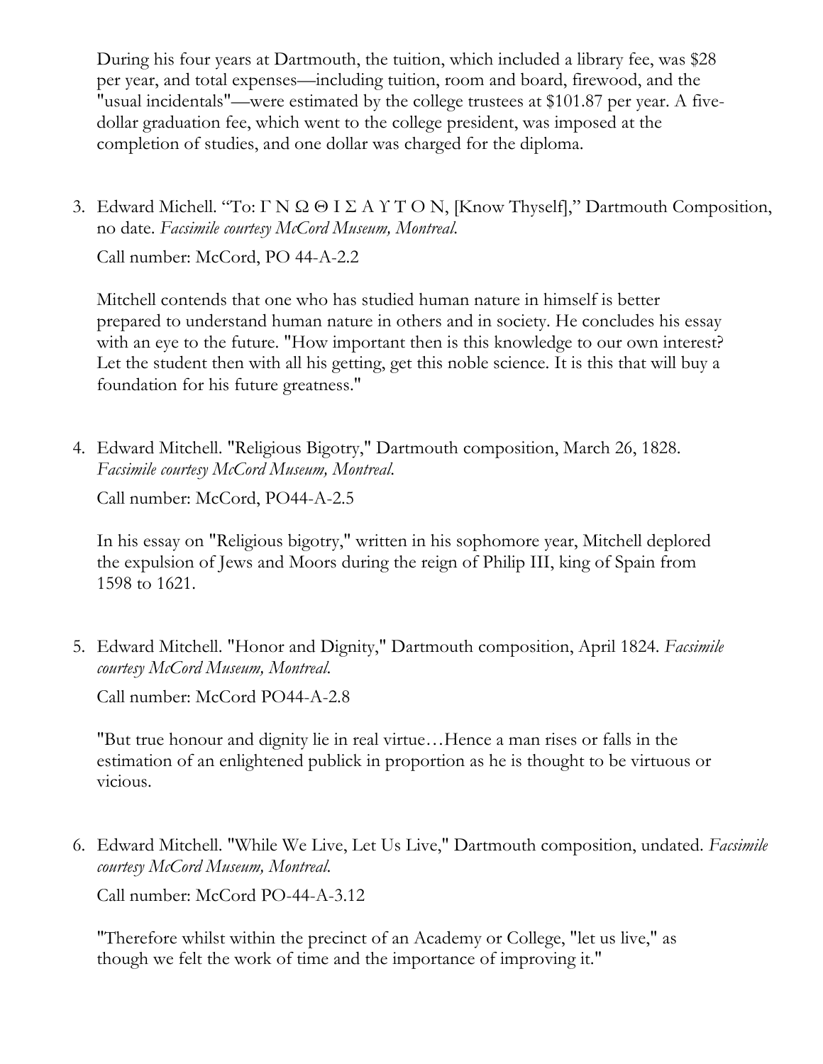During his four years at Dartmouth, the tuition, which included a library fee, was $28 per year, and total expenses—including tuition, room and board, firewood, and the "usual incidentals"—were estimated by the college trustees at $101.87 per year. A five-dollar graduation fee, which went to the college president, was imposed at the completion of studies, and one dollar was charged for the diploma.

3. Edward Michell. "To: Γ Ν Ω Θ Ι Σ Α Υ Τ Ο Ν, [Know Thyself]," Dartmouth Composition, no date. *Facsimile courtesy McCord Museum, Montreal.*

   Call number: McCord, PO 44-A-2.2

   Mitchell contends that one who has studied human nature in himself is better prepared to understand human nature in others and in society. He concludes his essay with an eye to the future. "How important then is this knowledge to our own interest? Let the student then with all his getting, get this noble science. It is this that will buy a foundation for his future greatness."

4. Edward Mitchell. "Religious Bigotry," Dartmouth composition, March 26, 1828. *Facsimile courtesy McCord Museum, Montreal.*

   Call number: McCord, PO44-A-2.5

   In his essay on "Religious bigotry," written in his sophomore year, Mitchell deplored the expulsion of Jews and Moors during the reign of Philip III, king of Spain from 1598 to 1621.

5. Edward Mitchell. "Honor and Dignity," Dartmouth composition, April 1824. *Facsimile courtesy McCord Museum, Montreal.*

   Call number: McCord PO44-A-2.8

   "But true honour and dignity lie in real virtue…Hence a man rises or falls in the estimation of an enlightened publick in proportion as he is thought to be virtuous or vicious.

6. Edward Mitchell. "While We Live, Let Us Live," Dartmouth composition, undated. *Facsimile courtesy McCord Museum, Montreal.*

   Call number: McCord PO-44-A-3.12

   "Therefore whilst within the precinct of an Academy or College, "let us live," as though we felt the work of time and the importance of improving it."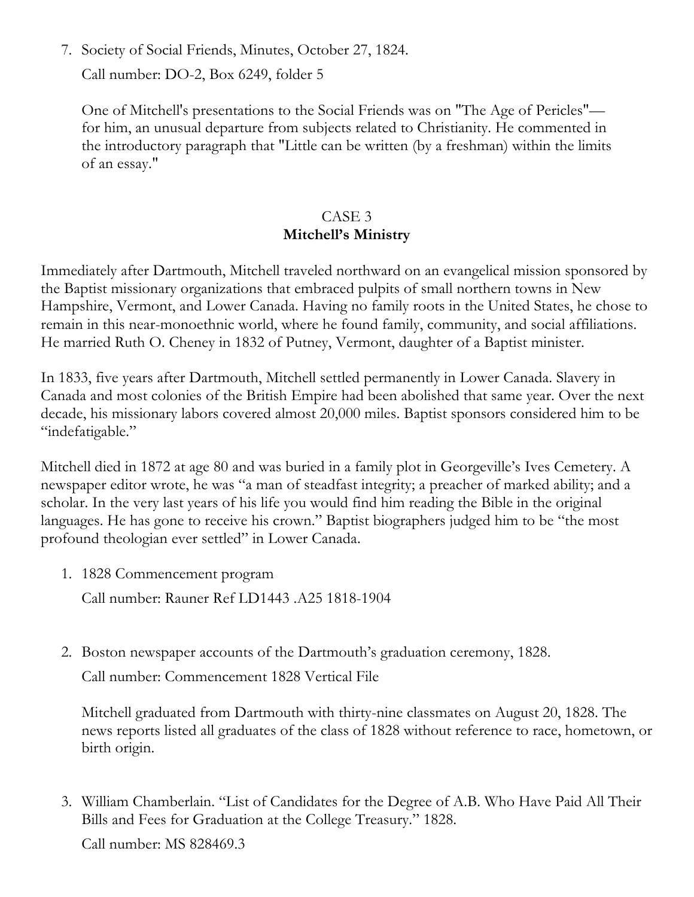7. Society of Social Friends, Minutes, October 27, 1824.

   Call number: DO-2, Box 6249, folder 5

   One of Mitchell's presentations to the Social Friends was on "The Age of Pericles"—for him, an unusual departure from subjects related to Christianity. He commented in the introductory paragraph that "Little can be written (by a freshman) within the limits of an essay."

## CASE 3
## Mitchell's Ministry

Immediately after Dartmouth, Mitchell traveled northward on an evangelical mission sponsored by the Baptist missionary organizations that embraced pulpits of small northern towns in New Hampshire, Vermont, and Lower Canada. Having no family roots in the United States, he chose to remain in this near-monoethnic world, where he found family, community, and social affiliations. He married Ruth O. Cheney in 1832 of Putney, Vermont, daughter of a Baptist minister.

In 1833, five years after Dartmouth, Mitchell settled permanently in Lower Canada. Slavery in Canada and most colonies of the British Empire had been abolished that same year. Over the next decade, his missionary labors covered almost 20,000 miles. Baptist sponsors considered him to be "indefatigable."

Mitchell died in 1872 at age 80 and was buried in a family plot in Georgeville's Ives Cemetery. A newspaper editor wrote, he was "a man of steadfast integrity; a preacher of marked ability; and a scholar. In the very last years of his life you would find him reading the Bible in the original languages. He has gone to receive his crown." Baptist biographers judged him to be "the most profound theologian ever settled" in Lower Canada.

1. 1828 Commencement program

   Call number: Rauner Ref LD1443 .A25 1818-1904

2. Boston newspaper accounts of the Dartmouth's graduation ceremony, 1828.

   Call number: Commencement 1828 Vertical File

   Mitchell graduated from Dartmouth with thirty-nine classmates on August 20, 1828. The news reports listed all graduates of the class of 1828 without reference to race, hometown, or birth origin.

3. William Chamberlain. "List of Candidates for the Degree of A.B. Who Have Paid All Their Bills and Fees for Graduation at the College Treasury." 1828.

   Call number: MS 828469.3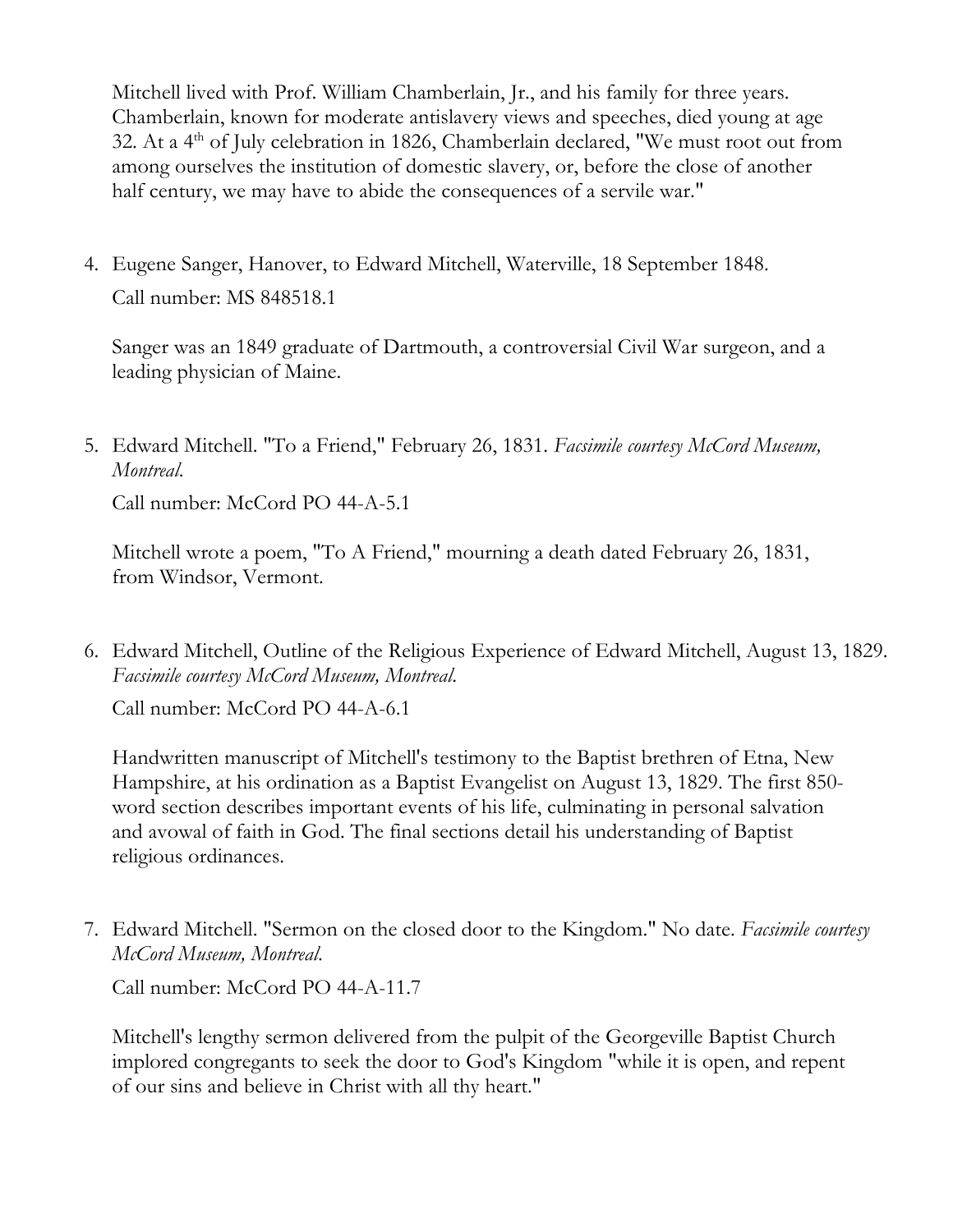Mitchell lived with Prof. William Chamberlain, Jr., and his family for three years. Chamberlain, known for moderate antislavery views and speeches, died young at age 32. At a 4th of July celebration in 1826, Chamberlain declared, "We must root out from among ourselves the institution of domestic slavery, or, before the close of another half century, we may have to abide the consequences of a servile war."

4. Eugene Sanger, Hanover, to Edward Mitchell, Waterville, 18 September 1848.

   Call number: MS 848518.1

   Sanger was an 1849 graduate of Dartmouth, a controversial Civil War surgeon, and a leading physician of Maine.

5. Edward Mitchell. "To a Friend," February 26, 1831. *Facsimile courtesy McCord Museum, Montreal.*

   Call number: McCord PO 44-A-5.1

   Mitchell wrote a poem, "To A Friend," mourning a death dated February 26, 1831, from Windsor, Vermont.

6. Edward Mitchell, Outline of the Religious Experience of Edward Mitchell, August 13, 1829. *Facsimile courtesy McCord Museum, Montreal.*

   Call number: McCord PO 44-A-6.1

   Handwritten manuscript of Mitchell's testimony to the Baptist brethren of Etna, New Hampshire, at his ordination as a Baptist Evangelist on August 13, 1829. The first 850-word section describes important events of his life, culminating in personal salvation and avowal of faith in God. The final sections detail his understanding of Baptist religious ordinances.

7. Edward Mitchell. "Sermon on the closed door to the Kingdom." No date. *Facsimile courtesy McCord Museum, Montreal.*

   Call number: McCord PO 44-A-11.7

   Mitchell's lengthy sermon delivered from the pulpit of the Georgeville Baptist Church implored congregants to seek the door to God's Kingdom "while it is open, and repent of our sins and believe in Christ with all thy heart."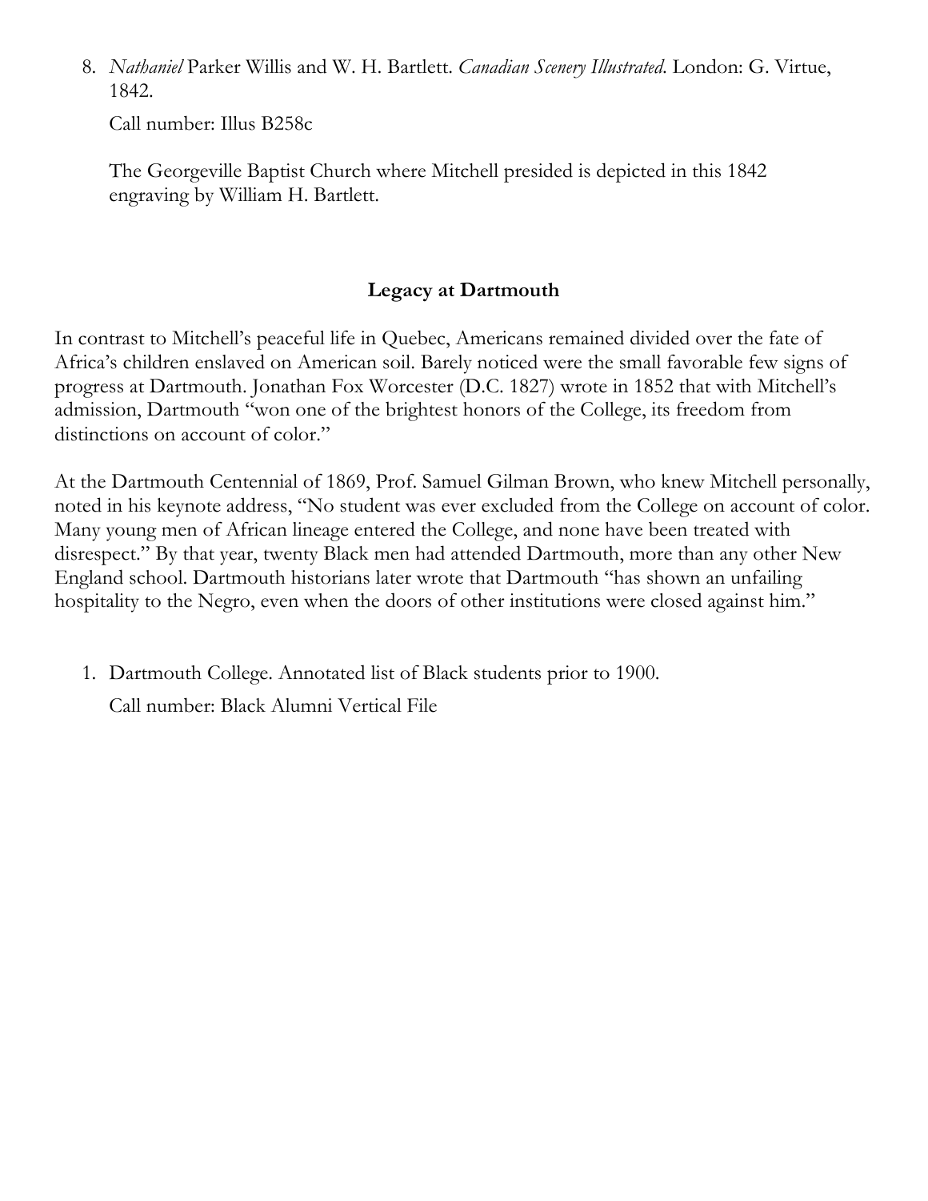8. *Nathaniel* Parker Willis and W. H. Bartlett. *Canadian Scenery Illustrated*. London: G. Virtue, 1842.

   Call number: Illus B258c

   The Georgeville Baptist Church where Mitchell presided is depicted in this 1842 engraving by William H. Bartlett.

## Legacy at Dartmouth

In contrast to Mitchell's peaceful life in Quebec, Americans remained divided over the fate of Africa's children enslaved on American soil. Barely noticed were the small favorable few signs of progress at Dartmouth. Jonathan Fox Worcester (D.C. 1827) wrote in 1852 that with Mitchell's admission, Dartmouth "won one of the brightest honors of the College, its freedom from distinctions on account of color."

At the Dartmouth Centennial of 1869, Prof. Samuel Gilman Brown, who knew Mitchell personally, noted in his keynote address, "No student was ever excluded from the College on account of color. Many young men of African lineage entered the College, and none have been treated with disrespect." By that year, twenty Black men had attended Dartmouth, more than any other New England school. Dartmouth historians later wrote that Dartmouth "has shown an unfailing hospitality to the Negro, even when the doors of other institutions were closed against him."

1. Dartmouth College. Annotated list of Black students prior to 1900.

   Call number: Black Alumni Vertical File